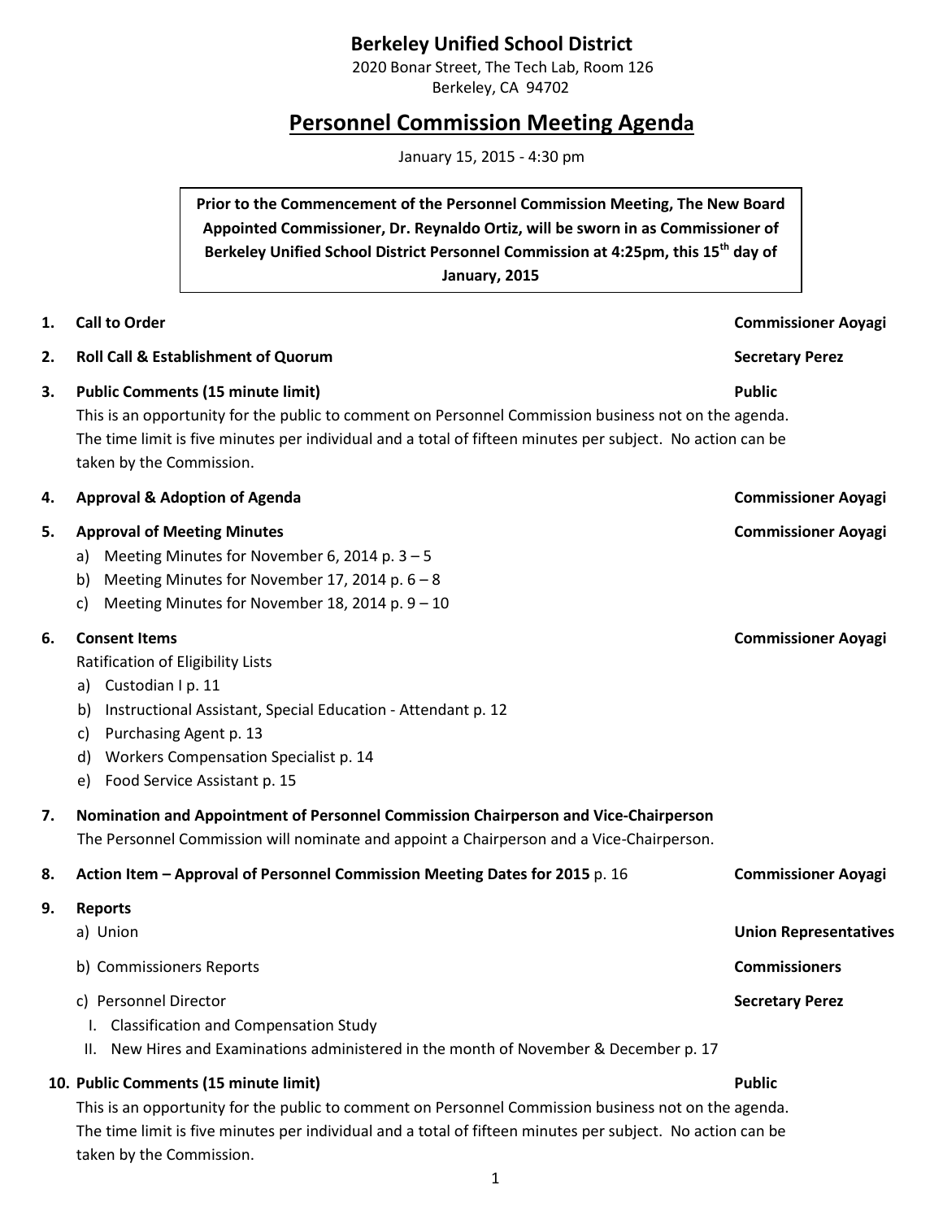# Berkeley Unified School District

2020 Bonar Street, The Tech Lab, Room 126
Berkeley, CA 94702

## Personnel Commission Meeting Agenda

January 15, 2015 - 4:30 pm

**Prior to the Commencement of the Personnel Commission Meeting, The New Board Appointed Commissioner, Dr. Reynaldo Ortiz, will be sworn in as Commissioner of Berkeley Unified School District Personnel Commission at 4:25pm, this 15th day of January, 2015**

1. **Call to Order** — **Commissioner Aoyagi**

2. **Roll Call & Establishment of Quorum** — **Secretary Perez**

3. **Public Comments (15 minute limit)** — **Public**
   This is an opportunity for the public to comment on Personnel Commission business not on the agenda. The time limit is five minutes per individual and a total of fifteen minutes per subject. No action can be taken by the Commission.

4. **Approval & Adoption of Agenda** — **Commissioner Aoyagi**

5. **Approval of Meeting Minutes** — **Commissioner Aoyagi**
   a) Meeting Minutes for November 6, 2014 p. 3 – 5
   b) Meeting Minutes for November 17, 2014 p. 6 – 8
   c) Meeting Minutes for November 18, 2014 p. 9 – 10

6. **Consent Items** — **Commissioner Aoyagi**
   Ratification of Eligibility Lists
   a) Custodian I p. 11
   b) Instructional Assistant, Special Education - Attendant p. 12
   c) Purchasing Agent p. 13
   d) Workers Compensation Specialist p. 14
   e) Food Service Assistant p. 15

7. **Nomination and Appointment of Personnel Commission Chairperson and Vice-Chairperson**
   The Personnel Commission will nominate and appoint a Chairperson and a Vice-Chairperson.

8. **Action Item – Approval of Personnel Commission Meeting Dates for 2015** p. 16 — **Commissioner Aoyagi**

9. **Reports**
   a) Union — **Union Representatives**
   b) Commissioners Reports — **Commissioners**
   c) Personnel Director — **Secretary Perez**
      I. Classification and Compensation Study
      II. New Hires and Examinations administered in the month of November & December p. 17

10. **Public Comments (15 minute limit)** — **Public**
    This is an opportunity for the public to comment on Personnel Commission business not on the agenda. The time limit is five minutes per individual and a total of fifteen minutes per subject. No action can be taken by the Commission.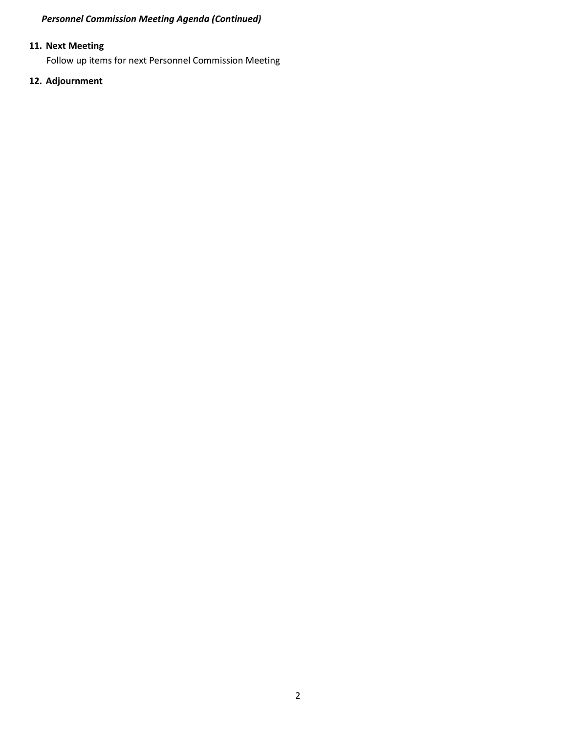**11. Next Meeting**

Follow up items for next Personnel Commission Meeting

**12. Adjournment**